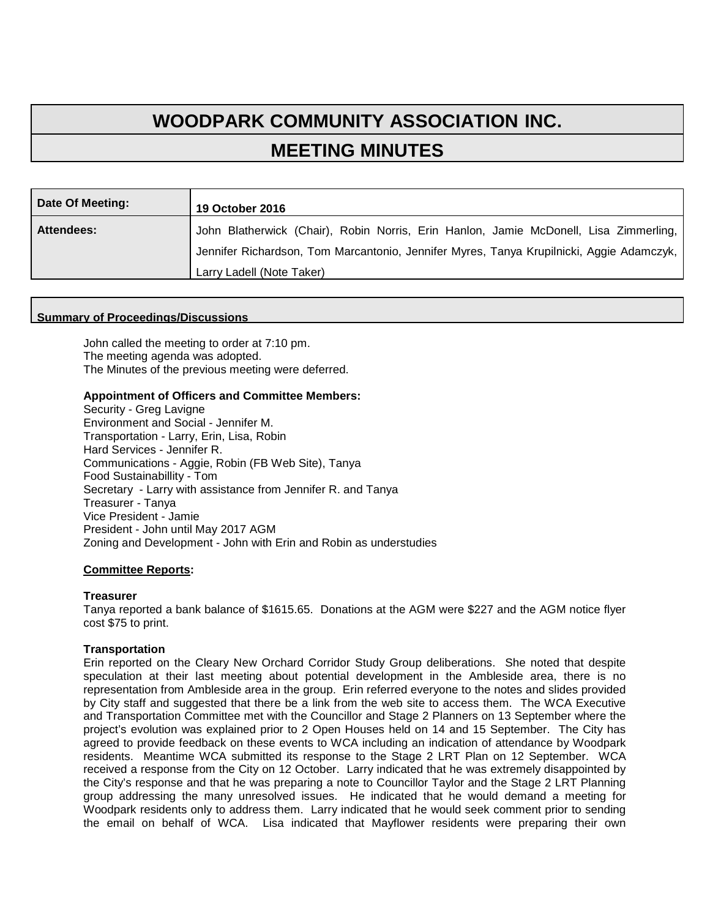# WOODPARK COMMUNITY ASSOCIATION INC.

## MEETING MINUTES

| Date Of Meeting: | 19 October 2016 |
|---|---|
| Attendees: | John Blatherwick (Chair), Robin Norris, Erin Hanlon, Jamie McDonell, Lisa Zimmerling, Jennifer Richardson, Tom Marcantonio, Jennifer Myres, Tanya Krupilnicki, Aggie Adamczyk, Larry Ladell (Note Taker) |

**Summary of Proceedings/Discussions**

John called the meeting to order at 7:10 pm.
The meeting agenda was adopted.
The Minutes of the previous meeting were deferred.

**Appointment of Officers and Committee Members:**
Security - Greg Lavigne
Environment and Social - Jennifer M.
Transportation - Larry, Erin, Lisa, Robin
Hard Services - Jennifer R.
Communications - Aggie, Robin (FB Web Site), Tanya
Food Sustainabillity - Tom
Secretary - Larry with assistance from Jennifer R. and Tanya
Treasurer - Tanya
Vice President - Jamie
President - John until May 2017 AGM
Zoning and Development - John with Erin and Robin as understudies

**Committee Reports:**

**Treasurer**
Tanya reported a bank balance of $1615.65. Donations at the AGM were $227 and the AGM notice flyer cost $75 to print.

**Transportation**
Erin reported on the Cleary New Orchard Corridor Study Group deliberations. She noted that despite speculation at their last meeting about potential development in the Ambleside area, there is no representation from Ambleside area in the group. Erin referred everyone to the notes and slides provided by City staff and suggested that there be a link from the web site to access them. The WCA Executive and Transportation Committee met with the Councillor and Stage 2 Planners on 13 September where the project's evolution was explained prior to 2 Open Houses held on 14 and 15 September. The City has agreed to provide feedback on these events to WCA including an indication of attendance by Woodpark residents. Meantime WCA submitted its response to the Stage 2 LRT Plan on 12 September. WCA received a response from the City on 12 October. Larry indicated that he was extremely disappointed by the City's response and that he was preparing a note to Councillor Taylor and the Stage 2 LRT Planning group addressing the many unresolved issues. He indicated that he would demand a meeting for Woodpark residents only to address them. Larry indicated that he would seek comment prior to sending the email on behalf of WCA. Lisa indicated that Mayflower residents were preparing their own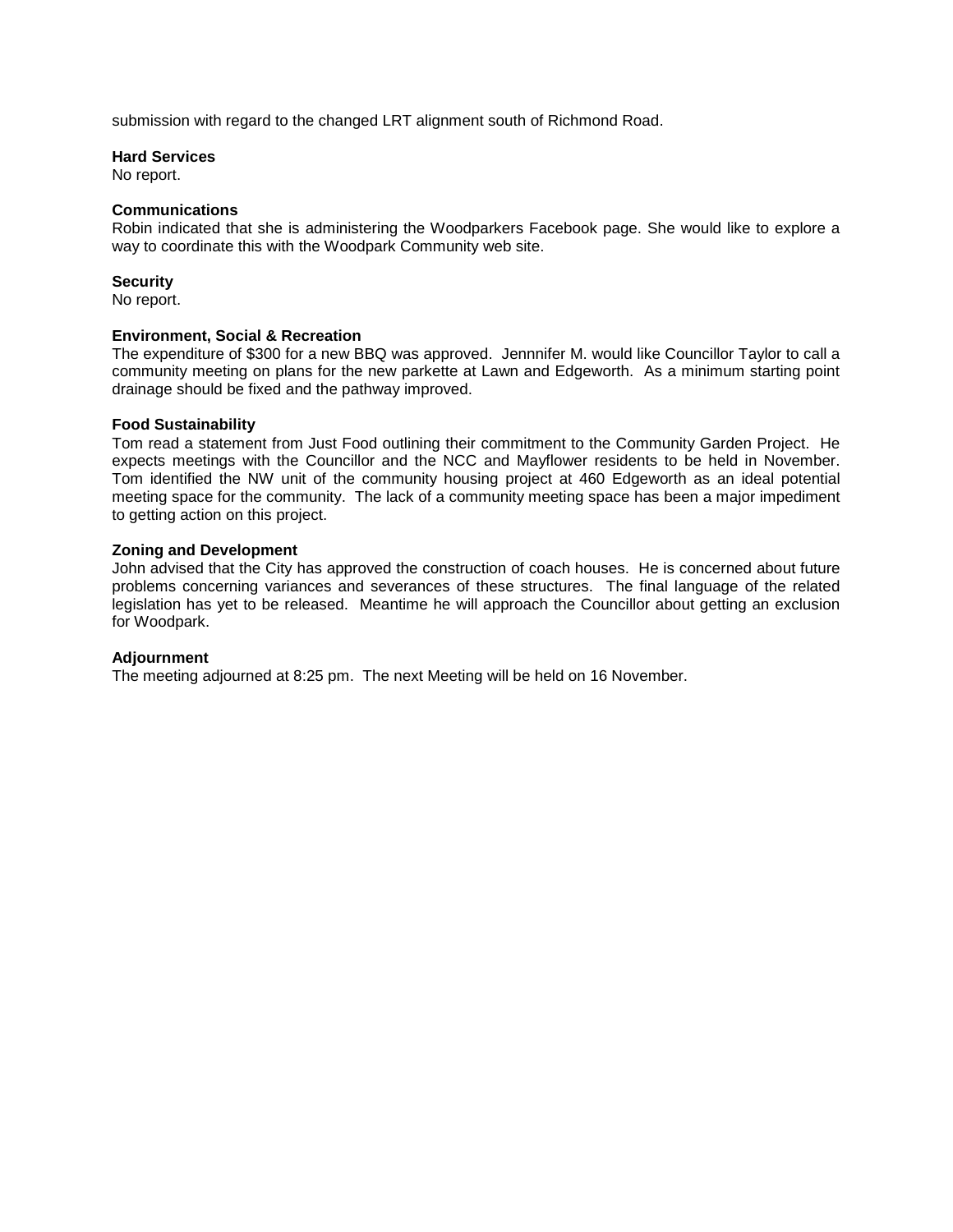submission with regard to the changed LRT alignment south of Richmond Road.

**Hard Services**
No report.

**Communications**
Robin indicated that she is administering the Woodparkers Facebook page. She would like to explore a way to coordinate this with the Woodpark Community web site.

**Security**
No report.

**Environment, Social & Recreation**
The expenditure of $300 for a new BBQ was approved. Jennnifer M. would like Councillor Taylor to call a community meeting on plans for the new parkette at Lawn and Edgeworth. As a minimum starting point drainage should be fixed and the pathway improved.

**Food Sustainability**
Tom read a statement from Just Food outlining their commitment to the Community Garden Project. He expects meetings with the Councillor and the NCC and Mayflower residents to be held in November. Tom identified the NW unit of the community housing project at 460 Edgeworth as an ideal potential meeting space for the community. The lack of a community meeting space has been a major impediment to getting action on this project.

**Zoning and Development**
John advised that the City has approved the construction of coach houses. He is concerned about future problems concerning variances and severances of these structures. The final language of the related legislation has yet to be released. Meantime he will approach the Councillor about getting an exclusion for Woodpark.

**Adjournment**
The meeting adjourned at 8:25 pm. The next Meeting will be held on 16 November.